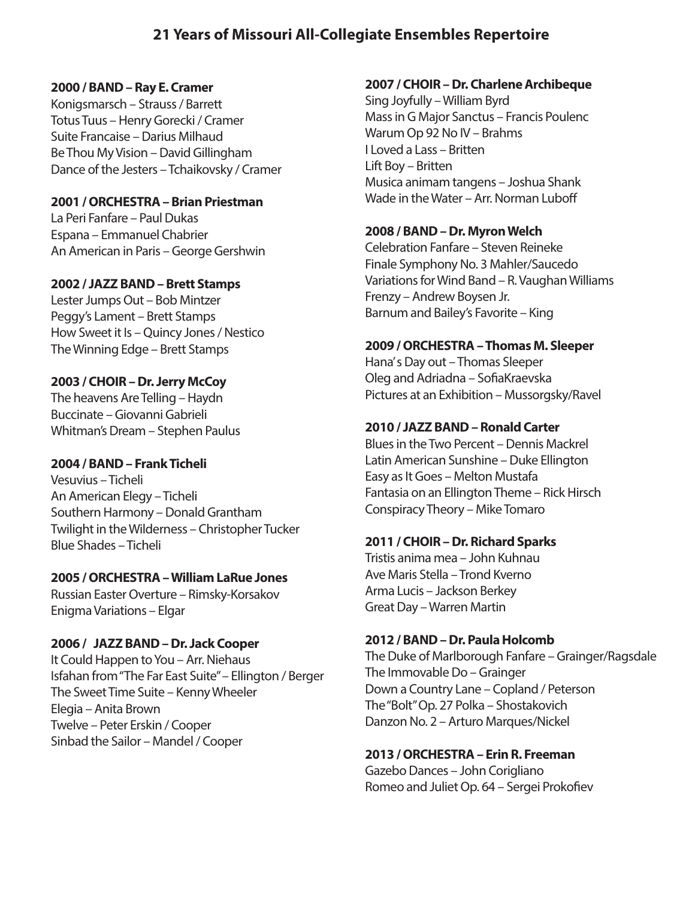# 21 Years of Missouri All-Collegiate Ensembles Repertoire

**2000 / BAND – Ray E. Cramer**
Konigsmarsch – Strauss / Barrett
Totus Tuus – Henry Gorecki / Cramer
Suite Francaise – Darius Milhaud
Be Thou My Vision – David Gillingham
Dance of the Jesters – Tchaikovsky / Cramer

**2001 / ORCHESTRA – Brian Priestman**
La Peri Fanfare – Paul Dukas
Espana – Emmanuel Chabrier
An American in Paris – George Gershwin

**2002 / JAZZ BAND – Brett Stamps**
Lester Jumps Out – Bob Mintzer
Peggy's Lament – Brett Stamps
How Sweet it Is – Quincy Jones / Nestico
The Winning Edge – Brett Stamps

**2003 / CHOIR – Dr. Jerry McCoy**
The heavens Are Telling – Haydn
Buccinate – Giovanni Gabrieli
Whitman's Dream – Stephen Paulus

**2004 / BAND – Frank Ticheli**
Vesuvius – Ticheli
An American Elegy – Ticheli
Southern Harmony – Donald Grantham
Twilight in the Wilderness – Christopher Tucker
Blue Shades – Ticheli

**2005 / ORCHESTRA – William LaRue Jones**
Russian Easter Overture – Rimsky-Korsakov
Enigma Variations – Elgar

**2006 / JAZZ BAND – Dr. Jack Cooper**
It Could Happen to You – Arr. Niehaus
Isfahan from "The Far East Suite" – Ellington / Berger
The Sweet Time Suite – Kenny Wheeler
Elegia – Anita Brown
Twelve – Peter Erskin / Cooper
Sinbad the Sailor – Mandel / Cooper

**2007 / CHOIR – Dr. Charlene Archibeque**
Sing Joyfully – William Byrd
Mass in G Major Sanctus – Francis Poulenc
Warum Op 92 No IV – Brahms
I Loved a Lass – Britten
Lift Boy – Britten
Musica animam tangens – Joshua Shank
Wade in the Water – Arr. Norman Luboff

**2008 / BAND – Dr. Myron Welch**
Celebration Fanfare – Steven Reineke
Finale Symphony No. 3 Mahler/Saucedo
Variations for Wind Band – R. Vaughan Williams
Frenzy – Andrew Boysen Jr.
Barnum and Bailey's Favorite – King

**2009 / ORCHESTRA – Thomas M. Sleeper**
Hana's Day out – Thomas Sleeper
Oleg and Adriadna – SofiaKraevska
Pictures at an Exhibition – Mussorgsky/Ravel

**2010 / JAZZ BAND – Ronald Carter**
Blues in the Two Percent – Dennis Mackrel
Latin American Sunshine – Duke Ellington
Easy as It Goes – Melton Mustafa
Fantasia on an Ellington Theme – Rick Hirsch
Conspiracy Theory – Mike Tomaro

**2011 / CHOIR – Dr. Richard Sparks**
Tristis anima mea – John Kuhnau
Ave Maris Stella – Trond Kverno
Arma Lucis – Jackson Berkey
Great Day – Warren Martin

**2012 / BAND – Dr. Paula Holcomb**
The Duke of Marlborough Fanfare – Grainger/Ragsdale
The Immovable Do – Grainger
Down a Country Lane – Copland / Peterson
The "Bolt" Op. 27 Polka – Shostakovich
Danzon No. 2 – Arturo Marques/Nickel

**2013 / ORCHESTRA – Erin R. Freeman**
Gazebo Dances – John Corigliano
Romeo and Juliet Op. 64 – Sergei Prokofiev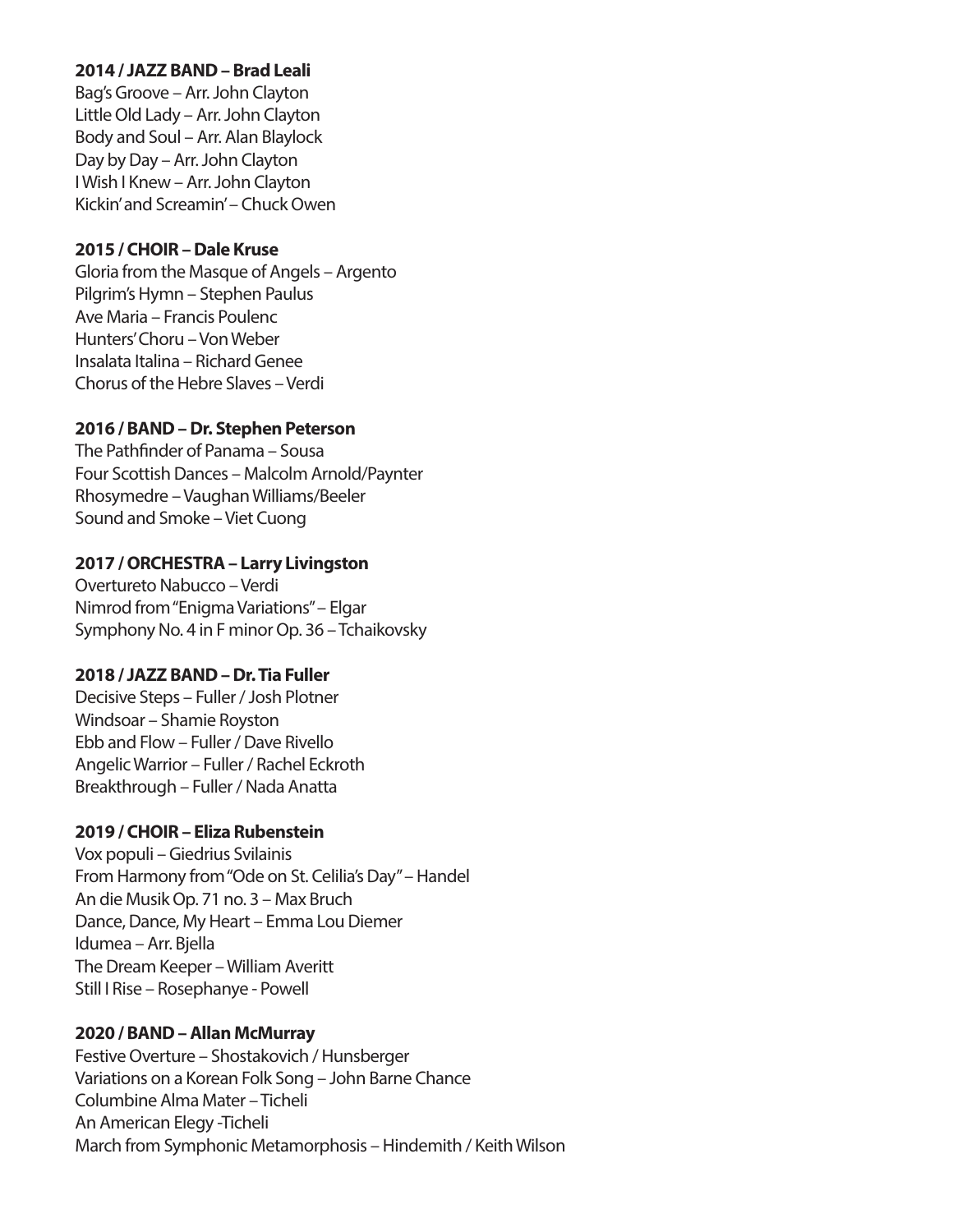**2014 / JAZZ BAND – Brad Leali**

Bag's Groove – Arr. John Clayton
Little Old Lady – Arr. John Clayton
Body and Soul – Arr. Alan Blaylock
Day by Day – Arr. John Clayton
I Wish I Knew – Arr. John Clayton
Kickin' and Screamin' – Chuck Owen

**2015 / CHOIR – Dale Kruse**

Gloria from the Masque of Angels – Argento
Pilgrim's Hymn – Stephen Paulus
Ave Maria – Francis Poulenc
Hunters' Choru – Von Weber
Insalata Italina – Richard Genee
Chorus of the Hebre Slaves – Verdi

**2016 / BAND – Dr. Stephen Peterson**

The Pathfinder of Panama – Sousa
Four Scottish Dances – Malcolm Arnold/Paynter
Rhosymedre – Vaughan Williams/Beeler
Sound and Smoke – Viet Cuong

**2017 / ORCHESTRA – Larry Livingston**

Overtureto Nabucco – Verdi
Nimrod from "Enigma Variations" – Elgar
Symphony No. 4 in F minor Op. 36 – Tchaikovsky

**2018 / JAZZ BAND – Dr. Tia Fuller**

Decisive Steps – Fuller / Josh Plotner
Windsoar – Shamie Royston
Ebb and Flow – Fuller / Dave Rivello
Angelic Warrior – Fuller / Rachel Eckroth
Breakthrough – Fuller / Nada Anatta

**2019 / CHOIR – Eliza Rubenstein**

Vox populi – Giedrius Svilainis
From Harmony from "Ode on St. Celilia's Day" – Handel
An die Musik Op. 71 no. 3 – Max Bruch
Dance, Dance, My Heart – Emma Lou Diemer
Idumea – Arr. Bjella
The Dream Keeper – William Averitt
Still I Rise – Rosephanye - Powell

**2020 / BAND – Allan McMurray**

Festive Overture – Shostakovich / Hunsberger
Variations on a Korean Folk Song – John Barne Chance
Columbine Alma Mater – Ticheli
An American Elegy -Ticheli
March from Symphonic Metamorphosis – Hindemith / Keith Wilson